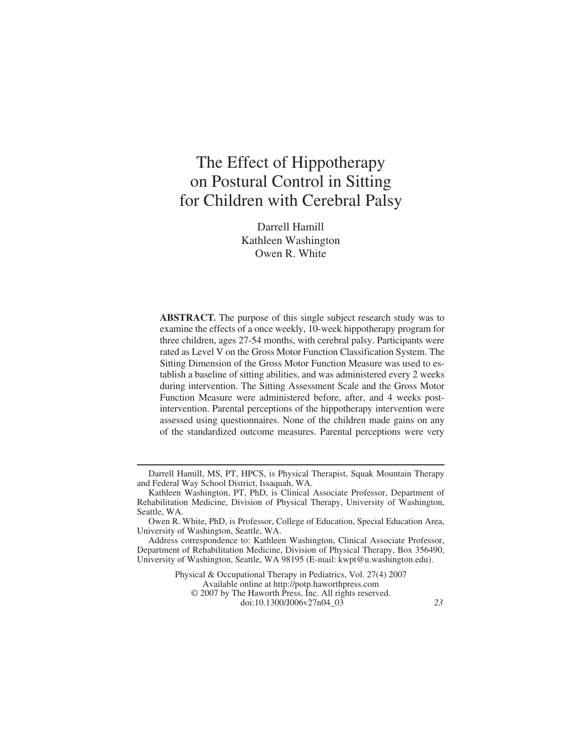# The Effect of Hippotherapy on Postural Control in Sitting for Children with Cerebral Palsy

Darrell Hamill
Kathleen Washington
Owen R. White

**ABSTRACT.** The purpose of this single subject research study was to examine the effects of a once weekly, 10-week hippotherapy program for three children, ages 27-54 months, with cerebral palsy. Participants were rated as Level V on the Gross Motor Function Classification System. The Sitting Dimension of the Gross Motor Function Measure was used to establish a baseline of sitting abilities, and was administered every 2 weeks during intervention. The Sitting Assessment Scale and the Gross Motor Function Measure were administered before, after, and 4 weeks post-intervention. Parental perceptions of the hippotherapy intervention were assessed using questionnaires. None of the children made gains on any of the standardized outcome measures. Parental perceptions were very

---

Darrell Hamill, MS, PT, HPCS, is Physical Therapist, Squak Mountain Therapy and Federal Way School District, Issaquah, WA.

Kathleen Washington, PT, PhD, is Clinical Associate Professor, Department of Rehabilitation Medicine, Division of Physical Therapy, University of Washington, Seattle, WA.

Owen R. White, PhD, is Professor, College of Education, Special Education Area, University of Washington, Seattle, WA.

Address correspondence to: Kathleen Washington, Clinical Associate Professor, Department of Rehabilitation Medicine, Division of Physical Therapy, Box 356490, University of Washington, Seattle, WA 98195 (E-mail: kwpt@u.washington.edu).

Physical & Occupational Therapy in Pediatrics, Vol. 27(4) 2007
Available online at http://potp.haworthpress.com
© 2007 by The Haworth Press, Inc. All rights reserved.
doi:10.1300/J006v27n04_03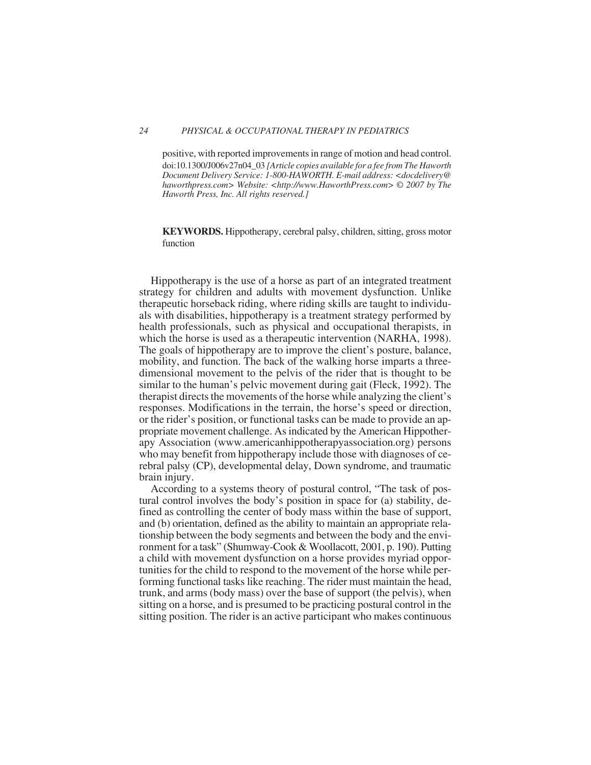positive, with reported improvements in range of motion and head control. doi:10.1300/J006v27n04_03 *[Article copies available for a fee from The Haworth Document Delivery Service: 1-800-HAWORTH. E-mail address: <docdelivery@haworthpress.com> Website: <http://www.HaworthPress.com> © 2007 by The Haworth Press, Inc. All rights reserved.]*

**KEYWORDS.** Hippotherapy, cerebral palsy, children, sitting, gross motor function

Hippotherapy is the use of a horse as part of an integrated treatment strategy for children and adults with movement dysfunction. Unlike therapeutic horseback riding, where riding skills are taught to individuals with disabilities, hippotherapy is a treatment strategy performed by health professionals, such as physical and occupational therapists, in which the horse is used as a therapeutic intervention (NARHA, 1998). The goals of hippotherapy are to improve the client's posture, balance, mobility, and function. The back of the walking horse imparts a three-dimensional movement to the pelvis of the rider that is thought to be similar to the human's pelvic movement during gait (Fleck, 1992). The therapist directs the movements of the horse while analyzing the client's responses. Modifications in the terrain, the horse's speed or direction, or the rider's position, or functional tasks can be made to provide an appropriate movement challenge. As indicated by the American Hippotherapy Association (www.americanhippotherapyassociation.org) persons who may benefit from hippotherapy include those with diagnoses of cerebral palsy (CP), developmental delay, Down syndrome, and traumatic brain injury.

According to a systems theory of postural control, "The task of postural control involves the body's position in space for (a) stability, defined as controlling the center of body mass within the base of support, and (b) orientation, defined as the ability to maintain an appropriate relationship between the body segments and between the body and the environment for a task" (Shumway-Cook & Woollacott, 2001, p. 190). Putting a child with movement dysfunction on a horse provides myriad opportunities for the child to respond to the movement of the horse while performing functional tasks like reaching. The rider must maintain the head, trunk, and arms (body mass) over the base of support (the pelvis), when sitting on a horse, and is presumed to be practicing postural control in the sitting position. The rider is an active participant who makes continuous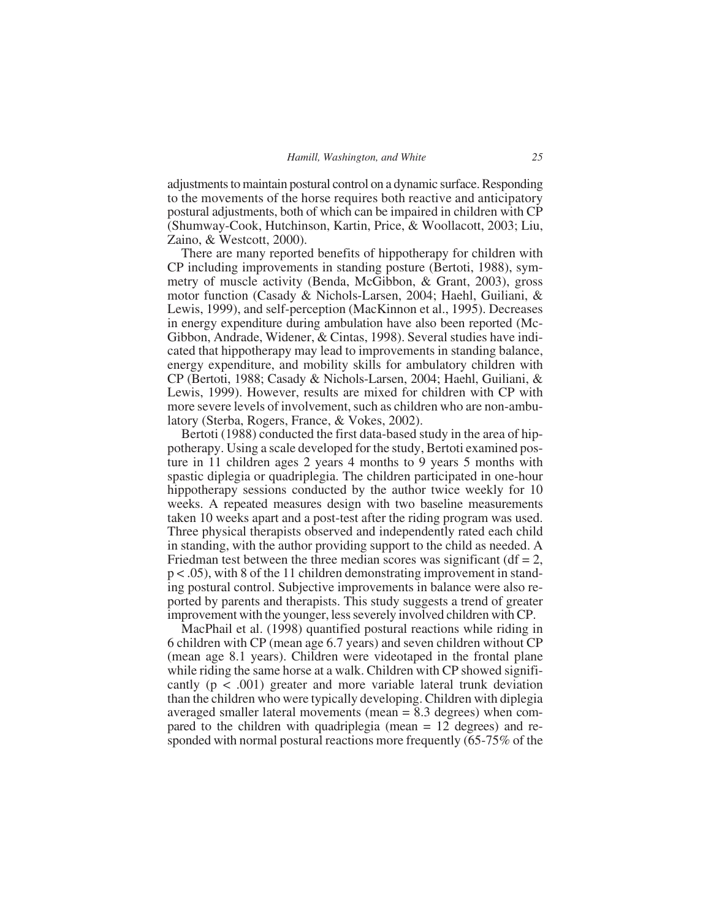adjustments to maintain postural control on a dynamic surface. Responding to the movements of the horse requires both reactive and anticipatory postural adjustments, both of which can be impaired in children with CP (Shumway-Cook, Hutchinson, Kartin, Price, & Woollacott, 2003; Liu, Zaino, & Westcott, 2000).

There are many reported benefits of hippotherapy for children with CP including improvements in standing posture (Bertoti, 1988), symmetry of muscle activity (Benda, McGibbon, & Grant, 2003), gross motor function (Casady & Nichols-Larsen, 2004; Haehl, Guiliani, & Lewis, 1999), and self-perception (MacKinnon et al., 1995). Decreases in energy expenditure during ambulation have also been reported (McGibbon, Andrade, Widener, & Cintas, 1998). Several studies have indicated that hippotherapy may lead to improvements in standing balance, energy expenditure, and mobility skills for ambulatory children with CP (Bertoti, 1988; Casady & Nichols-Larsen, 2004; Haehl, Guiliani, & Lewis, 1999). However, results are mixed for children with CP with more severe levels of involvement, such as children who are non-ambulatory (Sterba, Rogers, France, & Vokes, 2002).

Bertoti (1988) conducted the first data-based study in the area of hippotherapy. Using a scale developed for the study, Bertoti examined posture in 11 children ages 2 years 4 months to 9 years 5 months with spastic diplegia or quadriplegia. The children participated in one-hour hippotherapy sessions conducted by the author twice weekly for 10 weeks. A repeated measures design with two baseline measurements taken 10 weeks apart and a post-test after the riding program was used. Three physical therapists observed and independently rated each child in standing, with the author providing support to the child as needed. A Friedman test between the three median scores was significant ($df = 2$, $p < .05$), with 8 of the 11 children demonstrating improvement in standing postural control. Subjective improvements in balance were also reported by parents and therapists. This study suggests a trend of greater improvement with the younger, less severely involved children with CP.

MacPhail et al. (1998) quantified postural reactions while riding in 6 children with CP (mean age 6.7 years) and seven children without CP (mean age 8.1 years). Children were videotaped in the frontal plane while riding the same horse at a walk. Children with CP showed significantly ($p < .001$) greater and more variable lateral trunk deviation than the children who were typically developing. Children with diplegia averaged smaller lateral movements (mean = 8.3 degrees) when compared to the children with quadriplegia (mean = 12 degrees) and responded with normal postural reactions more frequently (65-75% of the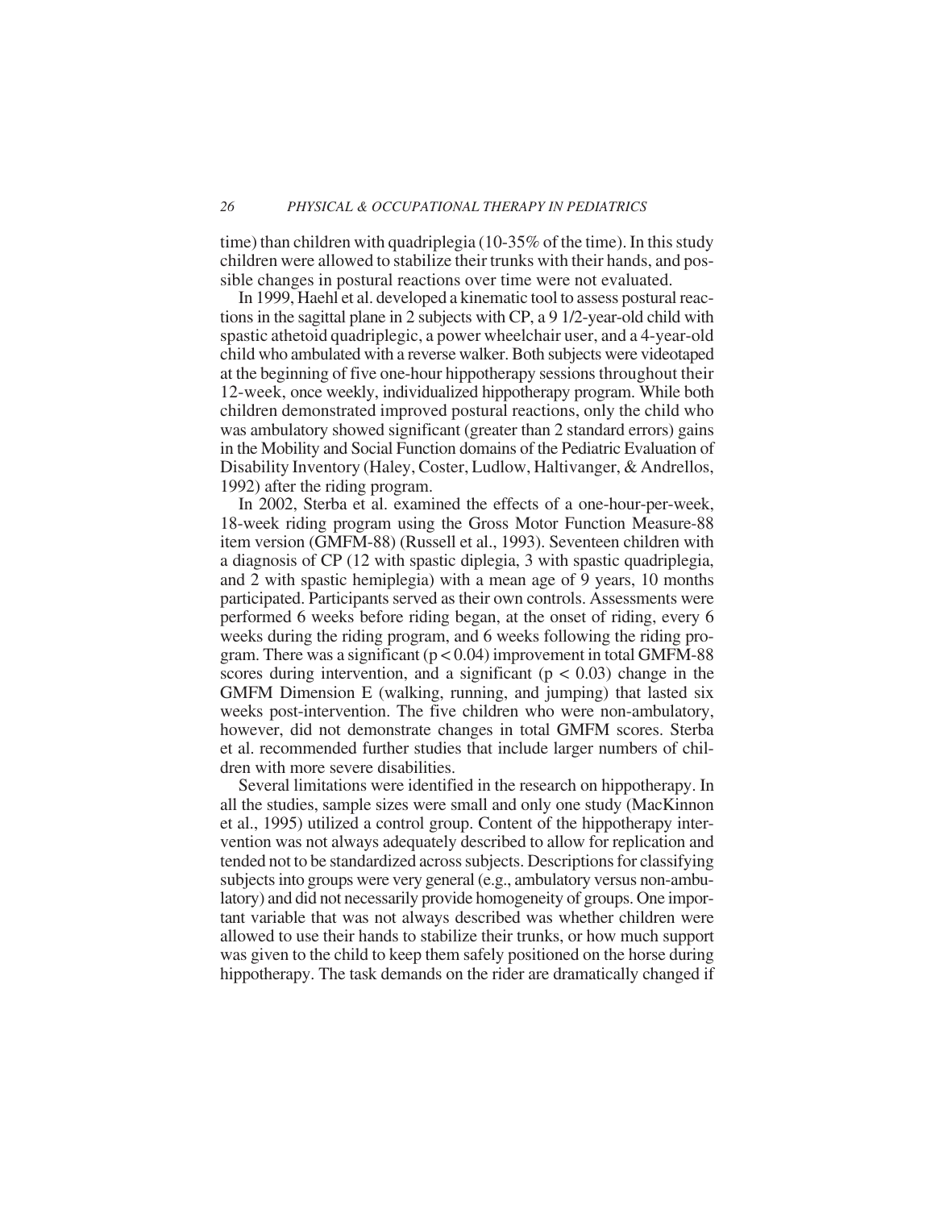time) than children with quadriplegia (10-35% of the time). In this study children were allowed to stabilize their trunks with their hands, and possible changes in postural reactions over time were not evaluated.

In 1999, Haehl et al. developed a kinematic tool to assess postural reactions in the sagittal plane in 2 subjects with CP, a 9 1/2-year-old child with spastic athetoid quadriplegic, a power wheelchair user, and a 4-year-old child who ambulated with a reverse walker. Both subjects were videotaped at the beginning of five one-hour hippotherapy sessions throughout their 12-week, once weekly, individualized hippotherapy program. While both children demonstrated improved postural reactions, only the child who was ambulatory showed significant (greater than 2 standard errors) gains in the Mobility and Social Function domains of the Pediatric Evaluation of Disability Inventory (Haley, Coster, Ludlow, Haltivanger, & Andrellos, 1992) after the riding program.

In 2002, Sterba et al. examined the effects of a one-hour-per-week, 18-week riding program using the Gross Motor Function Measure-88 item version (GMFM-88) (Russell et al., 1993). Seventeen children with a diagnosis of CP (12 with spastic diplegia, 3 with spastic quadriplegia, and 2 with spastic hemiplegia) with a mean age of 9 years, 10 months participated. Participants served as their own controls. Assessments were performed 6 weeks before riding began, at the onset of riding, every 6 weeks during the riding program, and 6 weeks following the riding program. There was a significant ($p < 0.04$) improvement in total GMFM-88 scores during intervention, and a significant ($p < 0.03$) change in the GMFM Dimension E (walking, running, and jumping) that lasted six weeks post-intervention. The five children who were non-ambulatory, however, did not demonstrate changes in total GMFM scores. Sterba et al. recommended further studies that include larger numbers of children with more severe disabilities.

Several limitations were identified in the research on hippotherapy. In all the studies, sample sizes were small and only one study (MacKinnon et al., 1995) utilized a control group. Content of the hippotherapy intervention was not always adequately described to allow for replication and tended not to be standardized across subjects. Descriptions for classifying subjects into groups were very general (e.g., ambulatory versus non-ambulatory) and did not necessarily provide homogeneity of groups. One important variable that was not always described was whether children were allowed to use their hands to stabilize their trunks, or how much support was given to the child to keep them safely positioned on the horse during hippotherapy. The task demands on the rider are dramatically changed if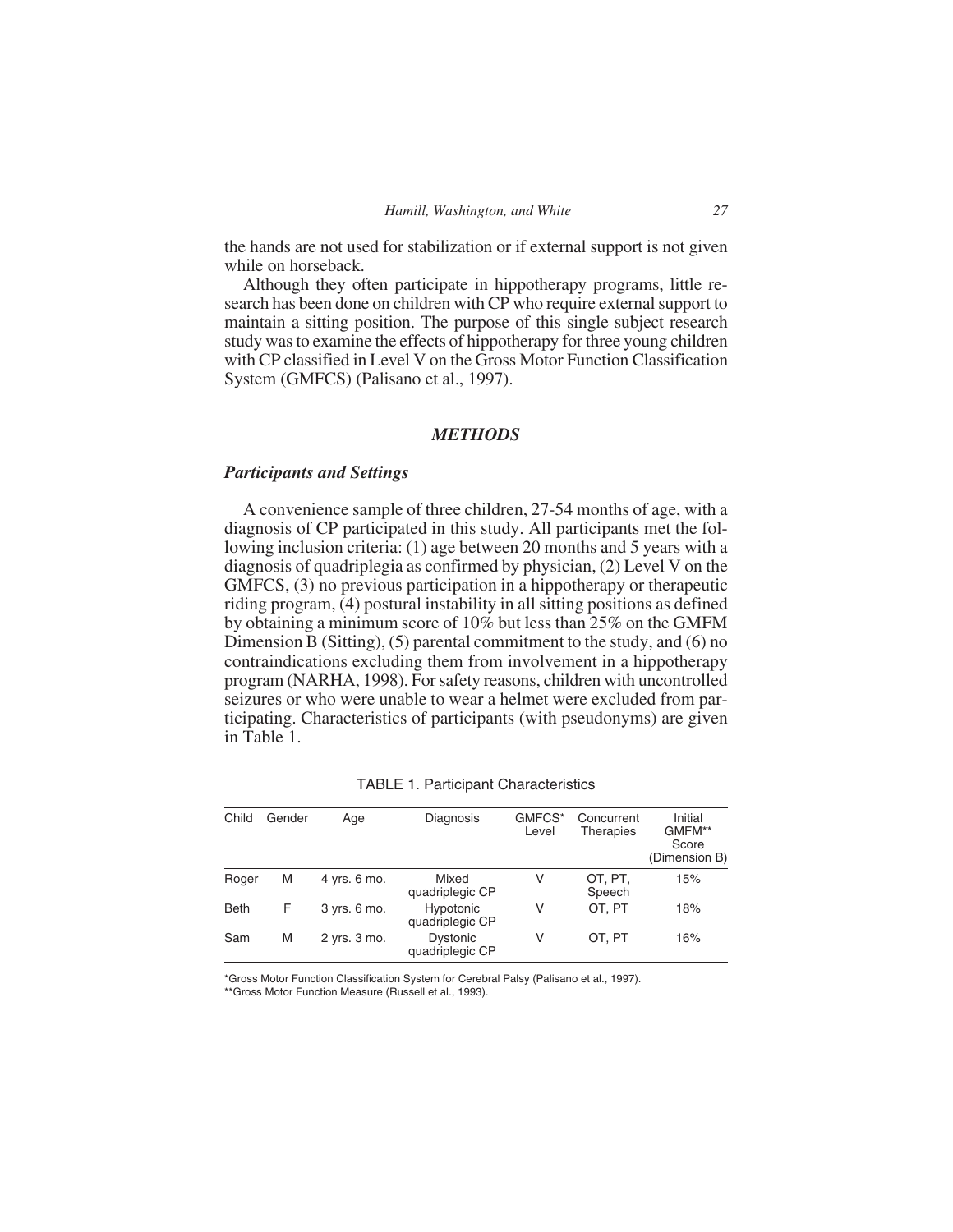the hands are not used for stabilization or if external support is not given while on horseback.

Although they often participate in hippotherapy programs, little research has been done on children with CP who require external support to maintain a sitting position. The purpose of this single subject research study was to examine the effects of hippotherapy for three young children with CP classified in Level V on the Gross Motor Function Classification System (GMFCS) (Palisano et al., 1997).

## *METHODS*

### *Participants and Settings*

A convenience sample of three children, 27-54 months of age, with a diagnosis of CP participated in this study. All participants met the following inclusion criteria: (1) age between 20 months and 5 years with a diagnosis of quadriplegia as confirmed by physician, (2) Level V on the GMFCS, (3) no previous participation in a hippotherapy or therapeutic riding program, (4) postural instability in all sitting positions as defined by obtaining a minimum score of 10% but less than 25% on the GMFM Dimension B (Sitting), (5) parental commitment to the study, and (6) no contraindications excluding them from involvement in a hippotherapy program (NARHA, 1998). For safety reasons, children with uncontrolled seizures or who were unable to wear a helmet were excluded from participating. Characteristics of participants (with pseudonyms) are given in Table 1.

TABLE 1. Participant Characteristics

| Child | Gender | Age | Diagnosis | GMFCS* Level | Concurrent Therapies | Initial GMFM** Score (Dimension B) |
|---|---|---|---|---|---|---|
| Roger | M | 4 yrs. 6 mo. | Mixed quadriplegic CP | V | OT, PT, Speech | 15% |
| Beth | F | 3 yrs. 6 mo. | Hypotonic quadriplegic CP | V | OT, PT | 18% |
| Sam | M | 2 yrs. 3 mo. | Dystonic quadriplegic CP | V | OT, PT | 16% |

*Gross Motor Function Classification System for Cerebral Palsy (Palisano et al., 1997).
**Gross Motor Function Measure (Russell et al., 1993).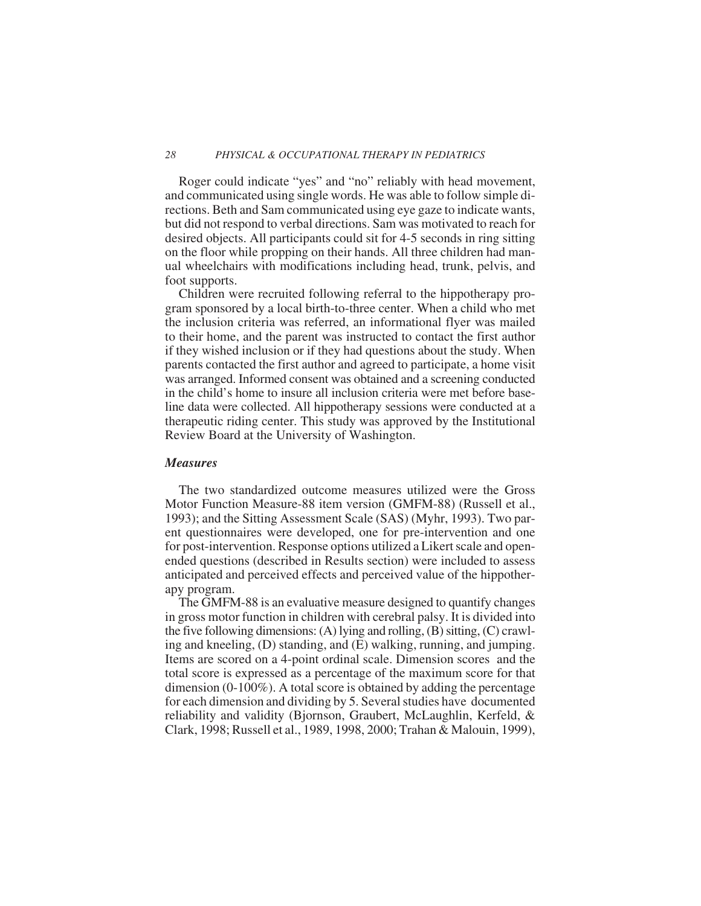Roger could indicate "yes" and "no" reliably with head movement, and communicated using single words. He was able to follow simple directions. Beth and Sam communicated using eye gaze to indicate wants, but did not respond to verbal directions. Sam was motivated to reach for desired objects. All participants could sit for 4-5 seconds in ring sitting on the floor while propping on their hands. All three children had manual wheelchairs with modifications including head, trunk, pelvis, and foot supports.

Children were recruited following referral to the hippotherapy program sponsored by a local birth-to-three center. When a child who met the inclusion criteria was referred, an informational flyer was mailed to their home, and the parent was instructed to contact the first author if they wished inclusion or if they had questions about the study. When parents contacted the first author and agreed to participate, a home visit was arranged. Informed consent was obtained and a screening conducted in the child's home to insure all inclusion criteria were met before baseline data were collected. All hippotherapy sessions were conducted at a therapeutic riding center. This study was approved by the Institutional Review Board at the University of Washington.

### *Measures*

The two standardized outcome measures utilized were the Gross Motor Function Measure-88 item version (GMFM-88) (Russell et al., 1993); and the Sitting Assessment Scale (SAS) (Myhr, 1993). Two parent questionnaires were developed, one for pre-intervention and one for post-intervention. Response options utilized a Likert scale and open-ended questions (described in Results section) were included to assess anticipated and perceived effects and perceived value of the hippotherapy program.

The GMFM-88 is an evaluative measure designed to quantify changes in gross motor function in children with cerebral palsy. It is divided into the five following dimensions: (A) lying and rolling, (B) sitting, (C) crawling and kneeling, (D) standing, and (E) walking, running, and jumping. Items are scored on a 4-point ordinal scale. Dimension scores and the total score is expressed as a percentage of the maximum score for that dimension (0-100%). A total score is obtained by adding the percentage for each dimension and dividing by 5. Several studies have documented reliability and validity (Bjornson, Graubert, McLaughlin, Kerfeld, & Clark, 1998; Russell et al., 1989, 1998, 2000; Trahan & Malouin, 1999),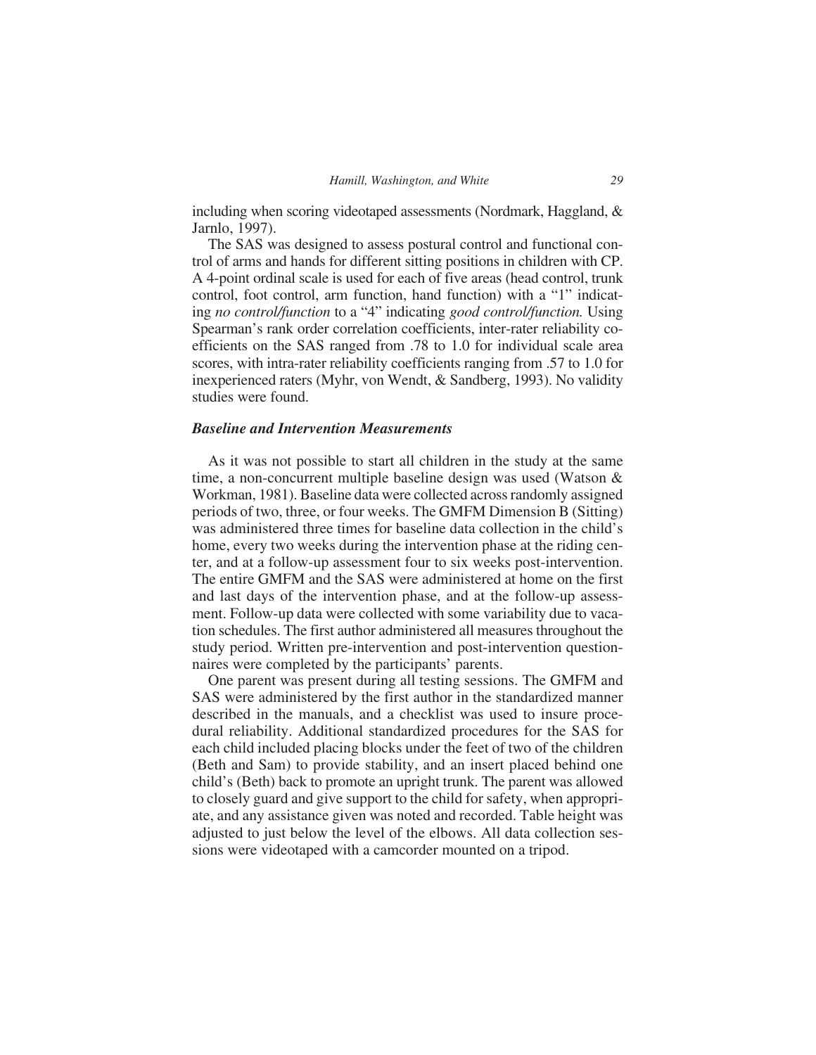including when scoring videotaped assessments (Nordmark, Haggland, & Jarnlo, 1997).

The SAS was designed to assess postural control and functional control of arms and hands for different sitting positions in children with CP. A 4-point ordinal scale is used for each of five areas (head control, trunk control, foot control, arm function, hand function) with a "1" indicating *no control/function* to a "4" indicating *good control/function.* Using Spearman's rank order correlation coefficients, inter-rater reliability coefficients on the SAS ranged from .78 to 1.0 for individual scale area scores, with intra-rater reliability coefficients ranging from .57 to 1.0 for inexperienced raters (Myhr, von Wendt, & Sandberg, 1993). No validity studies were found.

### *Baseline and Intervention Measurements*

As it was not possible to start all children in the study at the same time, a non-concurrent multiple baseline design was used (Watson & Workman, 1981). Baseline data were collected across randomly assigned periods of two, three, or four weeks. The GMFM Dimension B (Sitting) was administered three times for baseline data collection in the child's home, every two weeks during the intervention phase at the riding center, and at a follow-up assessment four to six weeks post-intervention. The entire GMFM and the SAS were administered at home on the first and last days of the intervention phase, and at the follow-up assessment. Follow-up data were collected with some variability due to vacation schedules. The first author administered all measures throughout the study period. Written pre-intervention and post-intervention questionnaires were completed by the participants' parents.

One parent was present during all testing sessions. The GMFM and SAS were administered by the first author in the standardized manner described in the manuals, and a checklist was used to insure procedural reliability. Additional standardized procedures for the SAS for each child included placing blocks under the feet of two of the children (Beth and Sam) to provide stability, and an insert placed behind one child's (Beth) back to promote an upright trunk. The parent was allowed to closely guard and give support to the child for safety, when appropriate, and any assistance given was noted and recorded. Table height was adjusted to just below the level of the elbows. All data collection sessions were videotaped with a camcorder mounted on a tripod.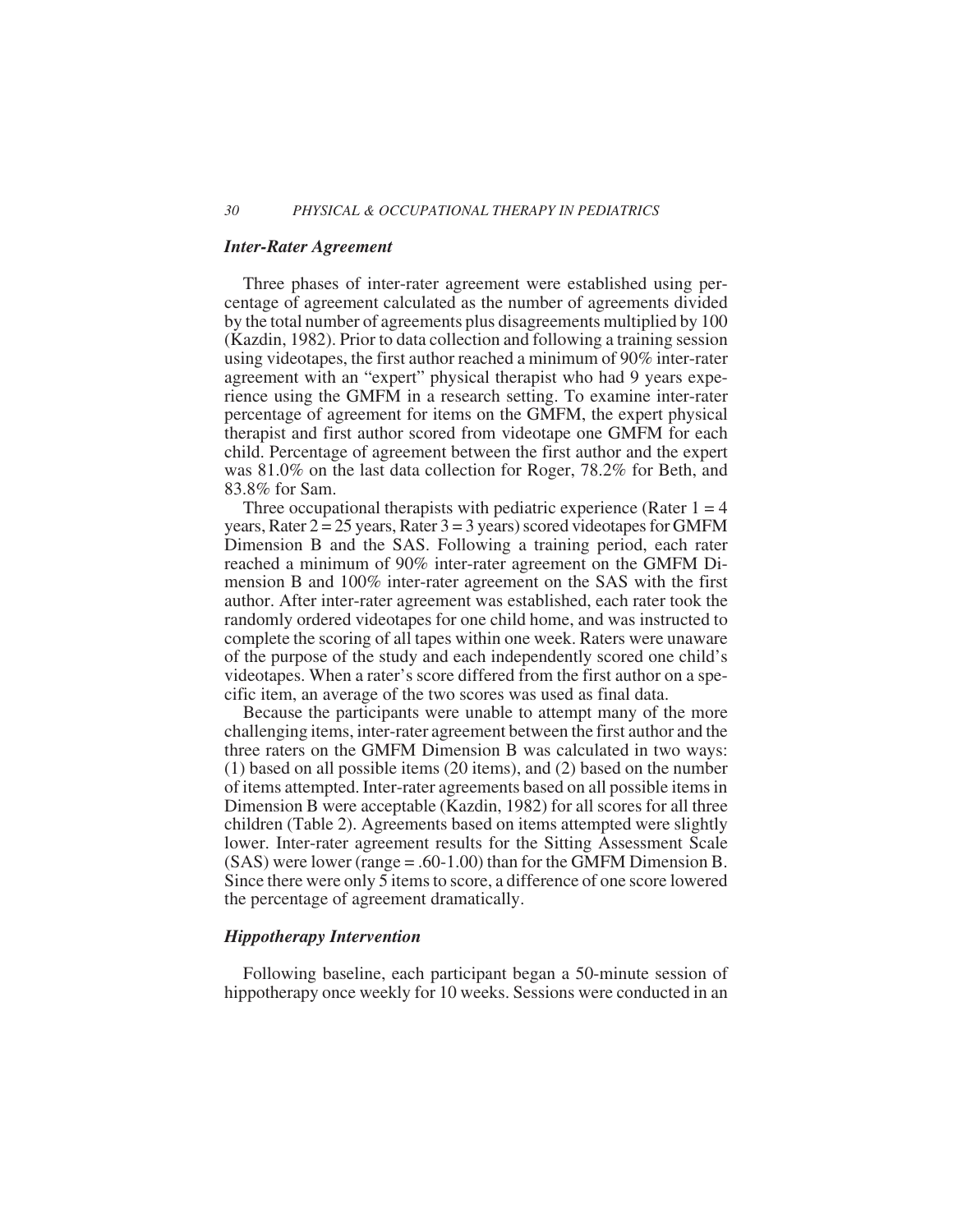### *Inter-Rater Agreement*

Three phases of inter-rater agreement were established using percentage of agreement calculated as the number of agreements divided by the total number of agreements plus disagreements multiplied by 100 (Kazdin, 1982). Prior to data collection and following a training session using videotapes, the first author reached a minimum of 90% inter-rater agreement with an "expert" physical therapist who had 9 years experience using the GMFM in a research setting. To examine inter-rater percentage of agreement for items on the GMFM, the expert physical therapist and first author scored from videotape one GMFM for each child. Percentage of agreement between the first author and the expert was 81.0% on the last data collection for Roger, 78.2% for Beth, and 83.8% for Sam.

Three occupational therapists with pediatric experience (Rater 1 = 4 years, Rater 2 = 25 years, Rater 3 = 3 years) scored videotapes for GMFM Dimension B and the SAS. Following a training period, each rater reached a minimum of 90% inter-rater agreement on the GMFM Dimension B and 100% inter-rater agreement on the SAS with the first author. After inter-rater agreement was established, each rater took the randomly ordered videotapes for one child home, and was instructed to complete the scoring of all tapes within one week. Raters were unaware of the purpose of the study and each independently scored one child's videotapes. When a rater's score differed from the first author on a specific item, an average of the two scores was used as final data.

Because the participants were unable to attempt many of the more challenging items, inter-rater agreement between the first author and the three raters on the GMFM Dimension B was calculated in two ways: (1) based on all possible items (20 items), and (2) based on the number of items attempted. Inter-rater agreements based on all possible items in Dimension B were acceptable (Kazdin, 1982) for all scores for all three children (Table 2). Agreements based on items attempted were slightly lower. Inter-rater agreement results for the Sitting Assessment Scale (SAS) were lower (range = .60-1.00) than for the GMFM Dimension B. Since there were only 5 items to score, a difference of one score lowered the percentage of agreement dramatically.

### *Hippotherapy Intervention*

Following baseline, each participant began a 50-minute session of hippotherapy once weekly for 10 weeks. Sessions were conducted in an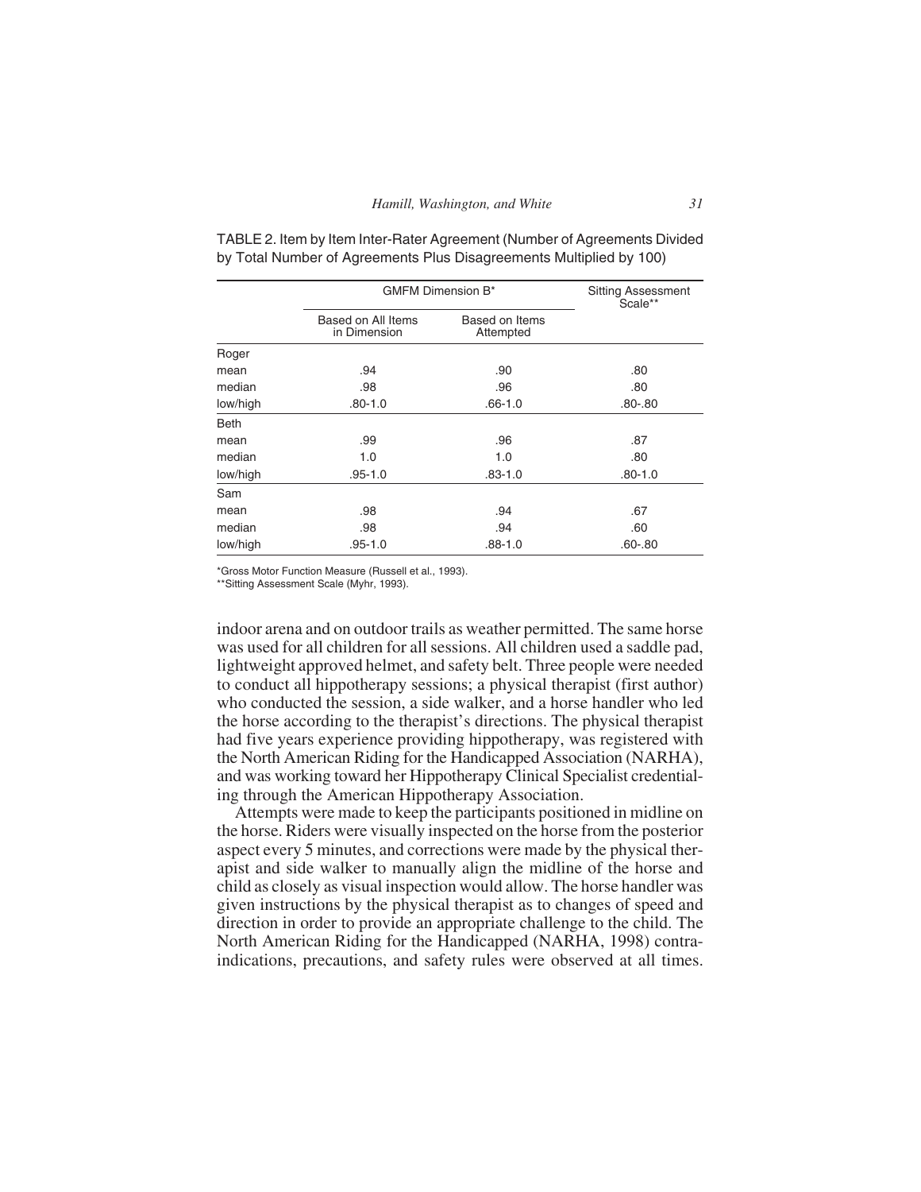TABLE 2. Item by Item Inter-Rater Agreement (Number of Agreements Divided by Total Number of Agreements Plus Disagreements Multiplied by 100)

| | GMFM Dimension B* | | Sitting Assessment Scale** |
|---|---|---|---|
| | Based on All Items in Dimension | Based on Items Attempted | |
| **Roger** | | | |
| mean | .94 | .90 | .80 |
| median | .98 | .96 | .80 |
| low/high | .80-1.0 | .66-1.0 | .80-.80 |
| **Beth** | | | |
| mean | .99 | .96 | .87 |
| median | 1.0 | 1.0 | .80 |
| low/high | .95-1.0 | .83-1.0 | .80-1.0 |
| **Sam** | | | |
| mean | .98 | .94 | .67 |
| median | .98 | .94 | .60 |
| low/high | .95-1.0 | .88-1.0 | .60-.80 |

*Gross Motor Function Measure (Russell et al., 1993).
**Sitting Assessment Scale (Myhr, 1993).

indoor arena and on outdoor trails as weather permitted. The same horse was used for all children for all sessions. All children used a saddle pad, lightweight approved helmet, and safety belt. Three people were needed to conduct all hippotherapy sessions; a physical therapist (first author) who conducted the session, a side walker, and a horse handler who led the horse according to the therapist's directions. The physical therapist had five years experience providing hippotherapy, was registered with the North American Riding for the Handicapped Association (NARHA), and was working toward her Hippotherapy Clinical Specialist credentialing through the American Hippotherapy Association.

Attempts were made to keep the participants positioned in midline on the horse. Riders were visually inspected on the horse from the posterior aspect every 5 minutes, and corrections were made by the physical therapist and side walker to manually align the midline of the horse and child as closely as visual inspection would allow. The horse handler was given instructions by the physical therapist as to changes of speed and direction in order to provide an appropriate challenge to the child. The North American Riding for the Handicapped (NARHA, 1998) contraindications, precautions, and safety rules were observed at all times.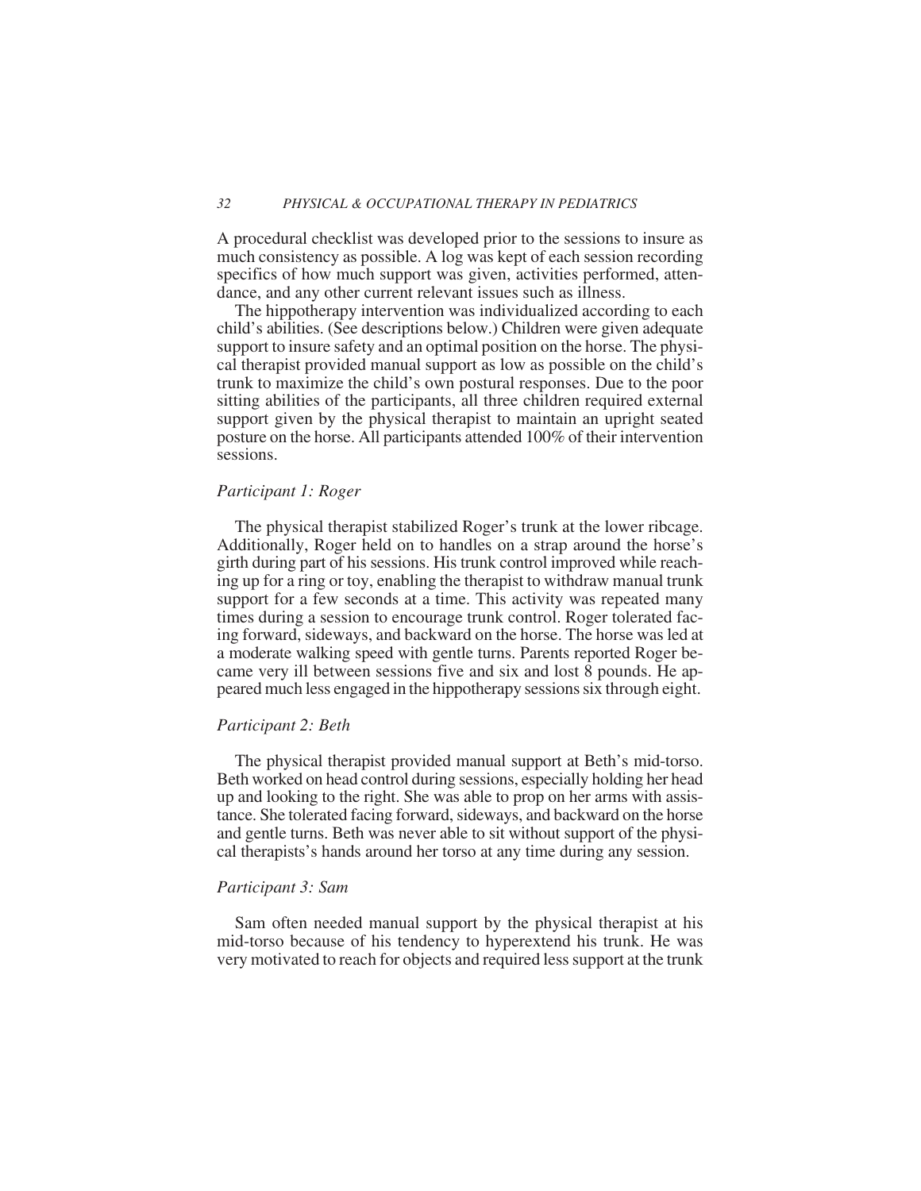A procedural checklist was developed prior to the sessions to insure as much consistency as possible. A log was kept of each session recording specifics of how much support was given, activities performed, attendance, and any other current relevant issues such as illness.

The hippotherapy intervention was individualized according to each child's abilities. (See descriptions below.) Children were given adequate support to insure safety and an optimal position on the horse. The physical therapist provided manual support as low as possible on the child's trunk to maximize the child's own postural responses. Due to the poor sitting abilities of the participants, all three children required external support given by the physical therapist to maintain an upright seated posture on the horse. All participants attended 100% of their intervention sessions.

*Participant 1: Roger*

The physical therapist stabilized Roger's trunk at the lower ribcage. Additionally, Roger held on to handles on a strap around the horse's girth during part of his sessions. His trunk control improved while reaching up for a ring or toy, enabling the therapist to withdraw manual trunk support for a few seconds at a time. This activity was repeated many times during a session to encourage trunk control. Roger tolerated facing forward, sideways, and backward on the horse. The horse was led at a moderate walking speed with gentle turns. Parents reported Roger became very ill between sessions five and six and lost 8 pounds. He appeared much less engaged in the hippotherapy sessions six through eight.

*Participant 2: Beth*

The physical therapist provided manual support at Beth's mid-torso. Beth worked on head control during sessions, especially holding her head up and looking to the right. She was able to prop on her arms with assistance. She tolerated facing forward, sideways, and backward on the horse and gentle turns. Beth was never able to sit without support of the physical therapists's hands around her torso at any time during any session.

*Participant 3: Sam*

Sam often needed manual support by the physical therapist at his mid-torso because of his tendency to hyperextend his trunk. He was very motivated to reach for objects and required less support at the trunk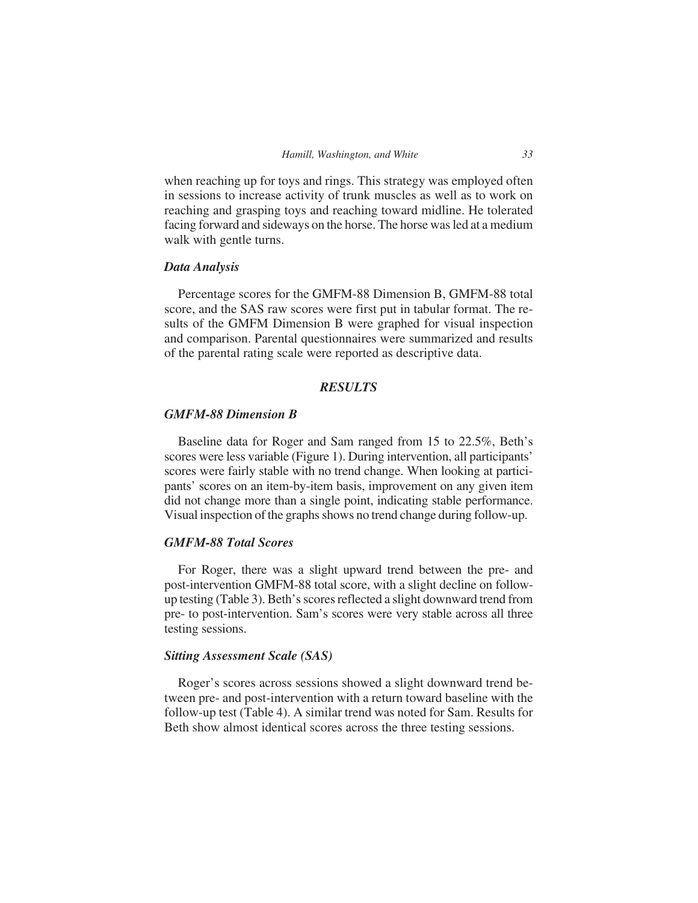when reaching up for toys and rings. This strategy was employed often in sessions to increase activity of trunk muscles as well as to work on reaching and grasping toys and reaching toward midline. He tolerated facing forward and sideways on the horse. The horse was led at a medium walk with gentle turns.

### *Data Analysis*

Percentage scores for the GMFM-88 Dimension B, GMFM-88 total score, and the SAS raw scores were first put in tabular format. The results of the GMFM Dimension B were graphed for visual inspection and comparison. Parental questionnaires were summarized and results of the parental rating scale were reported as descriptive data.

## *RESULTS*

### *GMFM-88 Dimension B*

Baseline data for Roger and Sam ranged from 15 to 22.5%, Beth's scores were less variable (Figure 1). During intervention, all participants' scores were fairly stable with no trend change. When looking at participants' scores on an item-by-item basis, improvement on any given item did not change more than a single point, indicating stable performance. Visual inspection of the graphs shows no trend change during follow-up.

### *GMFM-88 Total Scores*

For Roger, there was a slight upward trend between the pre- and post-intervention GMFM-88 total score, with a slight decline on follow-up testing (Table 3). Beth's scores reflected a slight downward trend from pre- to post-intervention. Sam's scores were very stable across all three testing sessions.

### *Sitting Assessment Scale (SAS)*

Roger's scores across sessions showed a slight downward trend between pre- and post-intervention with a return toward baseline with the follow-up test (Table 4). A similar trend was noted for Sam. Results for Beth show almost identical scores across the three testing sessions.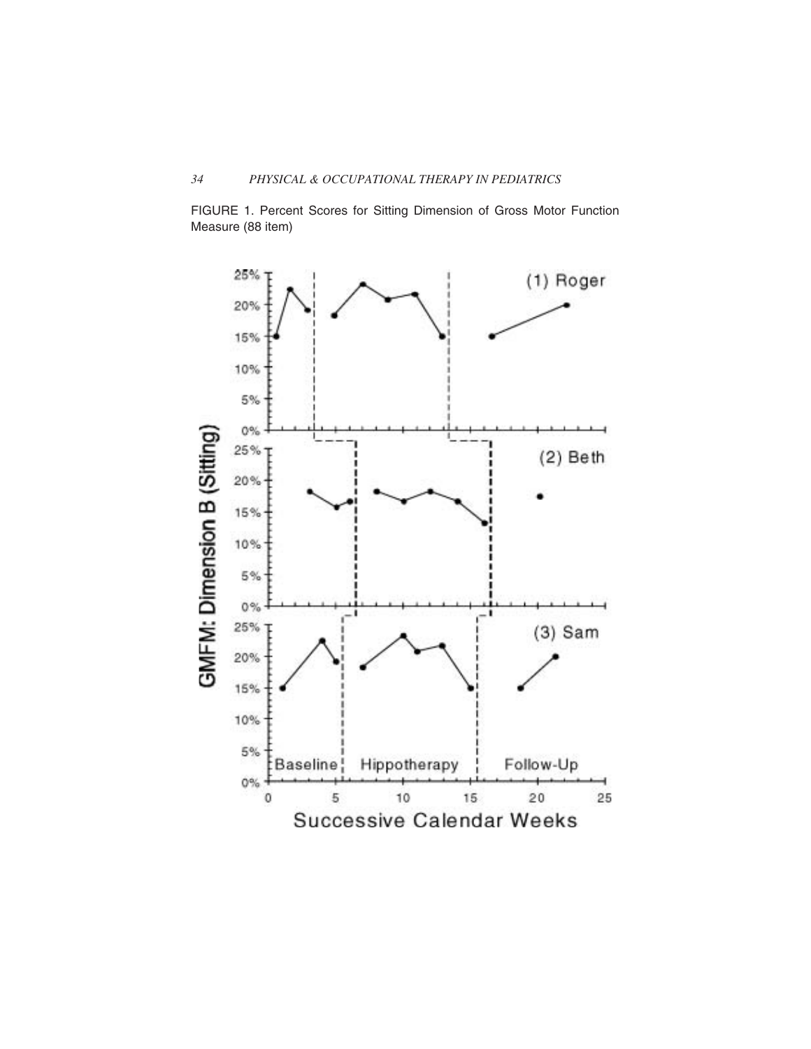FIGURE 1. Percent Scores for Sitting Dimension of Gross Motor Function Measure (88 item)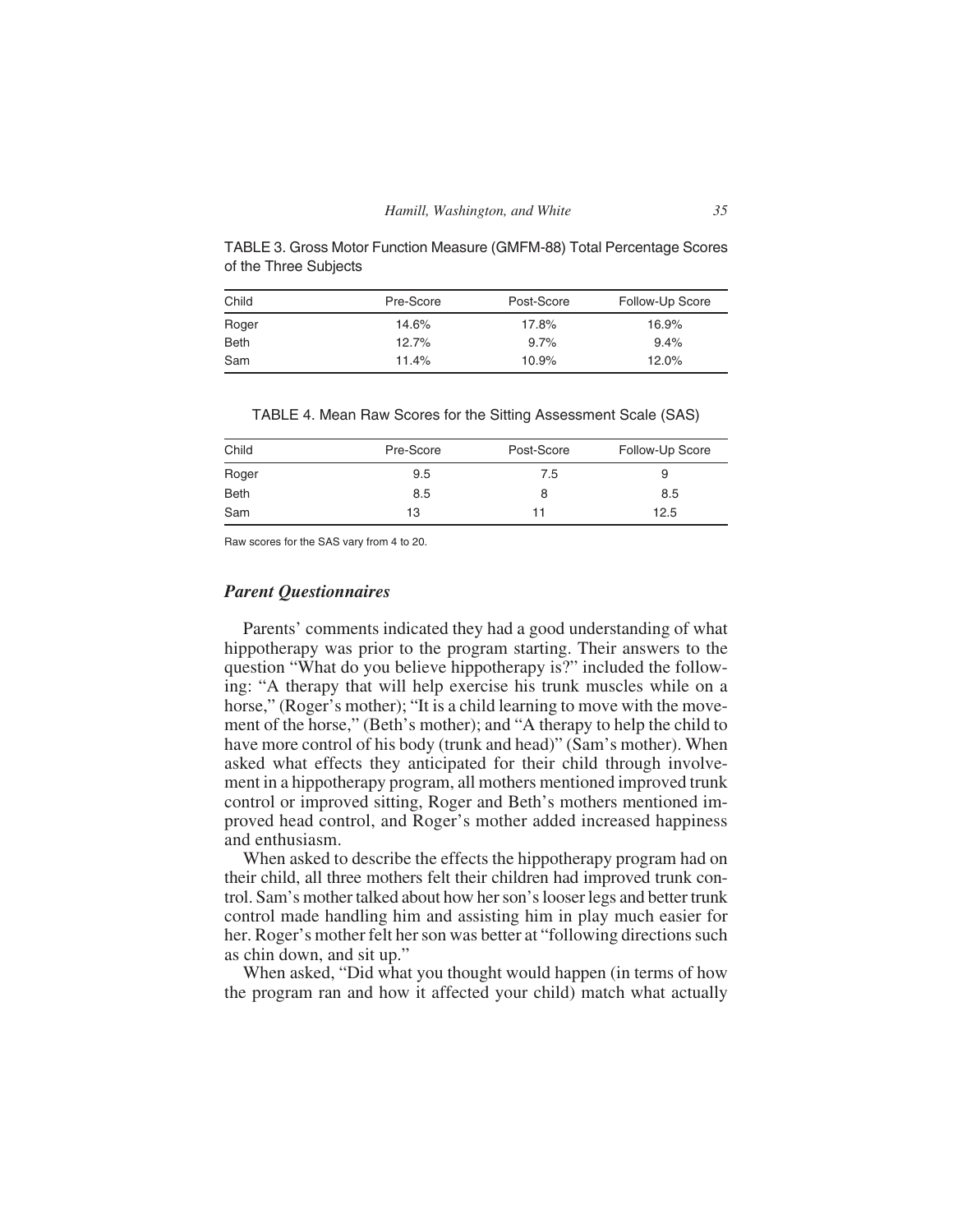TABLE 3. Gross Motor Function Measure (GMFM-88) Total Percentage Scores of the Three Subjects

| Child | Pre-Score | Post-Score | Follow-Up Score |
|---|---|---|---|
| Roger | 14.6% | 17.8% | 16.9% |
| Beth | 12.7% | 9.7% | 9.4% |
| Sam | 11.4% | 10.9% | 12.0% |

TABLE 4. Mean Raw Scores for the Sitting Assessment Scale (SAS)

| Child | Pre-Score | Post-Score | Follow-Up Score |
|---|---|---|---|
| Roger | 9.5 | 7.5 | 9 |
| Beth | 8.5 | 8 | 8.5 |
| Sam | 13 | 11 | 12.5 |

Raw scores for the SAS vary from 4 to 20.

### *Parent Questionnaires*

Parents' comments indicated they had a good understanding of what hippotherapy was prior to the program starting. Their answers to the question "What do you believe hippotherapy is?" included the following: "A therapy that will help exercise his trunk muscles while on a horse," (Roger's mother); "It is a child learning to move with the movement of the horse," (Beth's mother); and "A therapy to help the child to have more control of his body (trunk and head)" (Sam's mother). When asked what effects they anticipated for their child through involvement in a hippotherapy program, all mothers mentioned improved trunk control or improved sitting, Roger and Beth's mothers mentioned improved head control, and Roger's mother added increased happiness and enthusiasm.

When asked to describe the effects the hippotherapy program had on their child, all three mothers felt their children had improved trunk control. Sam's mother talked about how her son's looser legs and better trunk control made handling him and assisting him in play much easier for her. Roger's mother felt her son was better at "following directions such as chin down, and sit up."

When asked, "Did what you thought would happen (in terms of how the program ran and how it affected your child) match what actually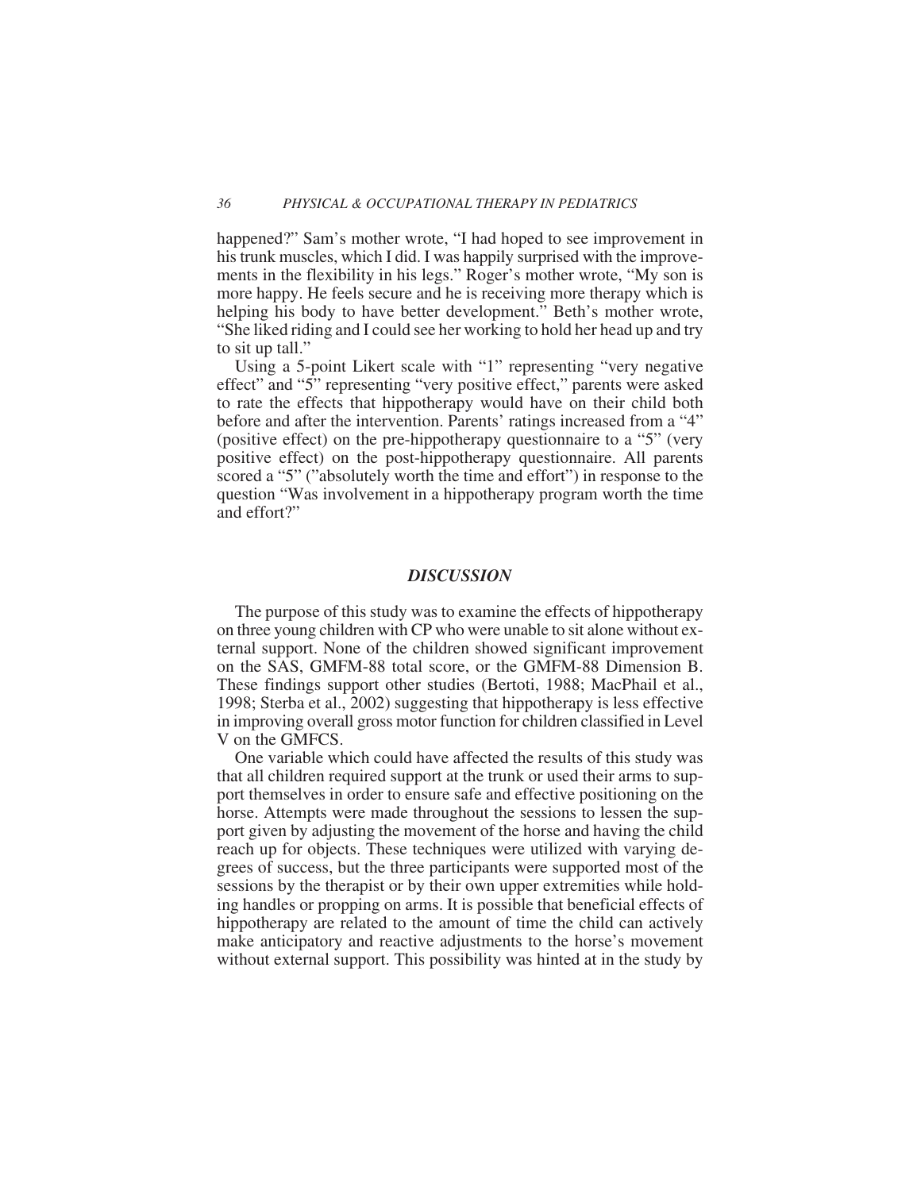happened?" Sam's mother wrote, "I had hoped to see improvement in his trunk muscles, which I did. I was happily surprised with the improvements in the flexibility in his legs." Roger's mother wrote, "My son is more happy. He feels secure and he is receiving more therapy which is helping his body to have better development." Beth's mother wrote, "She liked riding and I could see her working to hold her head up and try to sit up tall."

Using a 5-point Likert scale with "1" representing "very negative effect" and "5" representing "very positive effect," parents were asked to rate the effects that hippotherapy would have on their child both before and after the intervention. Parents' ratings increased from a "4" (positive effect) on the pre-hippotherapy questionnaire to a "5" (very positive effect) on the post-hippotherapy questionnaire. All parents scored a "5" ("absolutely worth the time and effort") in response to the question "Was involvement in a hippotherapy program worth the time and effort?"

## *DISCUSSION*

The purpose of this study was to examine the effects of hippotherapy on three young children with CP who were unable to sit alone without external support. None of the children showed significant improvement on the SAS, GMFM-88 total score, or the GMFM-88 Dimension B. These findings support other studies (Bertoti, 1988; MacPhail et al., 1998; Sterba et al., 2002) suggesting that hippotherapy is less effective in improving overall gross motor function for children classified in Level V on the GMFCS.

One variable which could have affected the results of this study was that all children required support at the trunk or used their arms to support themselves in order to ensure safe and effective positioning on the horse. Attempts were made throughout the sessions to lessen the support given by adjusting the movement of the horse and having the child reach up for objects. These techniques were utilized with varying degrees of success, but the three participants were supported most of the sessions by the therapist or by their own upper extremities while holding handles or propping on arms. It is possible that beneficial effects of hippotherapy are related to the amount of time the child can actively make anticipatory and reactive adjustments to the horse's movement without external support. This possibility was hinted at in the study by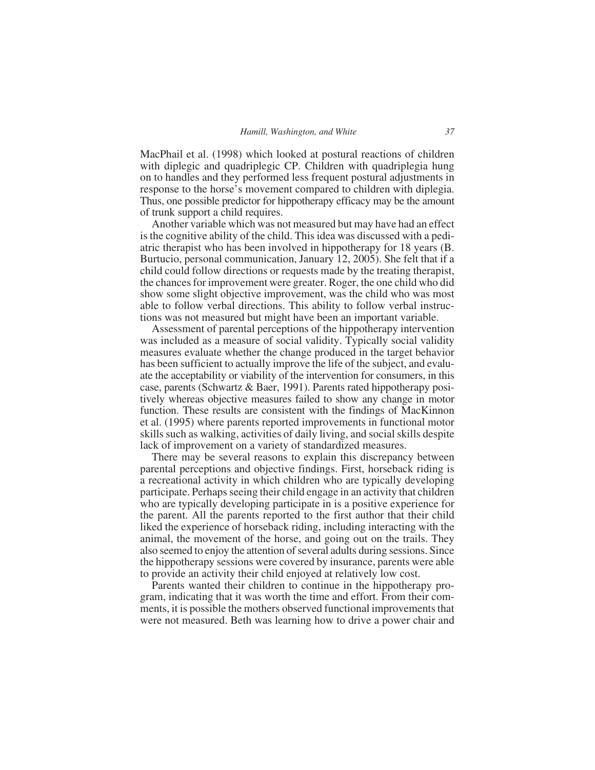MacPhail et al. (1998) which looked at postural reactions of children with diplegic and quadriplegic CP. Children with quadriplegia hung on to handles and they performed less frequent postural adjustments in response to the horse's movement compared to children with diplegia. Thus, one possible predictor for hippotherapy efficacy may be the amount of trunk support a child requires.

Another variable which was not measured but may have had an effect is the cognitive ability of the child. This idea was discussed with a pediatric therapist who has been involved in hippotherapy for 18 years (B. Burtucio, personal communication, January 12, 2005). She felt that if a child could follow directions or requests made by the treating therapist, the chances for improvement were greater. Roger, the one child who did show some slight objective improvement, was the child who was most able to follow verbal directions. This ability to follow verbal instructions was not measured but might have been an important variable.

Assessment of parental perceptions of the hippotherapy intervention was included as a measure of social validity. Typically social validity measures evaluate whether the change produced in the target behavior has been sufficient to actually improve the life of the subject, and evaluate the acceptability or viability of the intervention for consumers, in this case, parents (Schwartz & Baer, 1991). Parents rated hippotherapy positively whereas objective measures failed to show any change in motor function. These results are consistent with the findings of MacKinnon et al. (1995) where parents reported improvements in functional motor skills such as walking, activities of daily living, and social skills despite lack of improvement on a variety of standardized measures.

There may be several reasons to explain this discrepancy between parental perceptions and objective findings. First, horseback riding is a recreational activity in which children who are typically developing participate. Perhaps seeing their child engage in an activity that children who are typically developing participate in is a positive experience for the parent. All the parents reported to the first author that their child liked the experience of horseback riding, including interacting with the animal, the movement of the horse, and going out on the trails. They also seemed to enjoy the attention of several adults during sessions. Since the hippotherapy sessions were covered by insurance, parents were able to provide an activity their child enjoyed at relatively low cost.

Parents wanted their children to continue in the hippotherapy program, indicating that it was worth the time and effort. From their comments, it is possible the mothers observed functional improvements that were not measured. Beth was learning how to drive a power chair and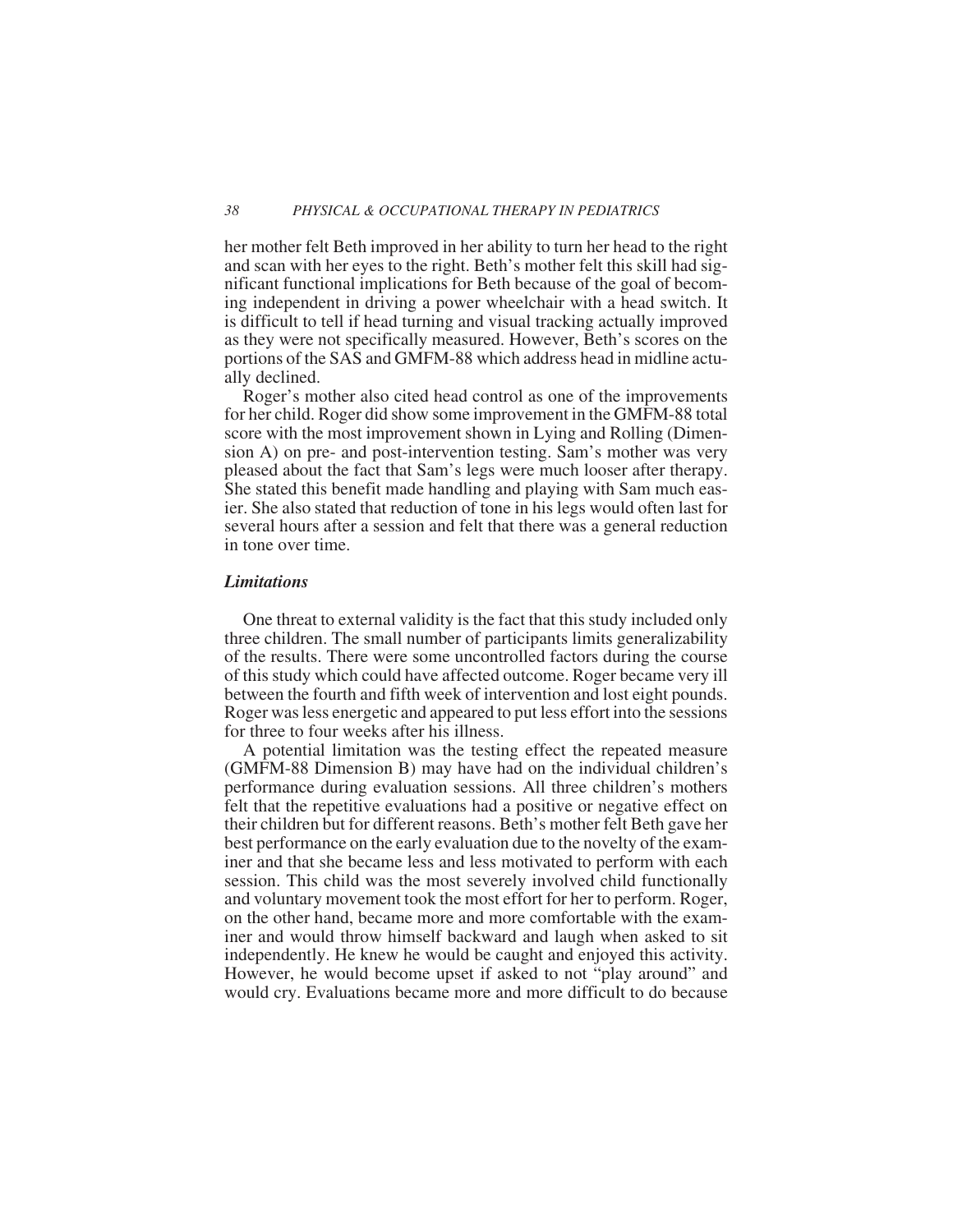her mother felt Beth improved in her ability to turn her head to the right and scan with her eyes to the right. Beth's mother felt this skill had significant functional implications for Beth because of the goal of becoming independent in driving a power wheelchair with a head switch. It is difficult to tell if head turning and visual tracking actually improved as they were not specifically measured. However, Beth's scores on the portions of the SAS and GMFM-88 which address head in midline actually declined.

Roger's mother also cited head control as one of the improvements for her child. Roger did show some improvement in the GMFM-88 total score with the most improvement shown in Lying and Rolling (Dimension A) on pre- and post-intervention testing. Sam's mother was very pleased about the fact that Sam's legs were much looser after therapy. She stated this benefit made handling and playing with Sam much easier. She also stated that reduction of tone in his legs would often last for several hours after a session and felt that there was a general reduction in tone over time.

### *Limitations*

One threat to external validity is the fact that this study included only three children. The small number of participants limits generalizability of the results. There were some uncontrolled factors during the course of this study which could have affected outcome. Roger became very ill between the fourth and fifth week of intervention and lost eight pounds. Roger was less energetic and appeared to put less effort into the sessions for three to four weeks after his illness.

A potential limitation was the testing effect the repeated measure (GMFM-88 Dimension B) may have had on the individual children's performance during evaluation sessions. All three children's mothers felt that the repetitive evaluations had a positive or negative effect on their children but for different reasons. Beth's mother felt Beth gave her best performance on the early evaluation due to the novelty of the examiner and that she became less and less motivated to perform with each session. This child was the most severely involved child functionally and voluntary movement took the most effort for her to perform. Roger, on the other hand, became more and more comfortable with the examiner and would throw himself backward and laugh when asked to sit independently. He knew he would be caught and enjoyed this activity. However, he would become upset if asked to not "play around" and would cry. Evaluations became more and more difficult to do because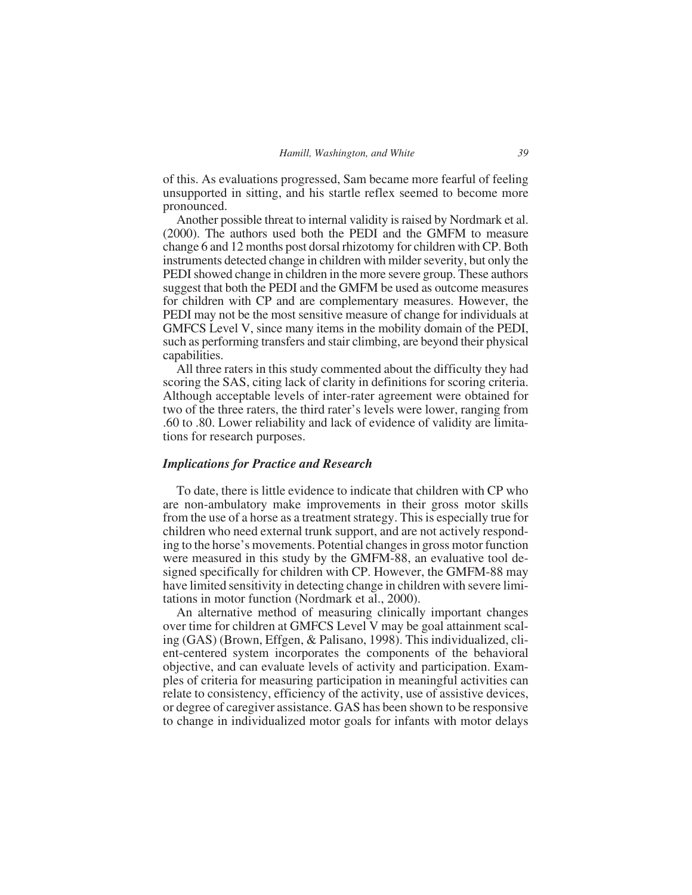of this. As evaluations progressed, Sam became more fearful of feeling unsupported in sitting, and his startle reflex seemed to become more pronounced.

Another possible threat to internal validity is raised by Nordmark et al. (2000). The authors used both the PEDI and the GMFM to measure change 6 and 12 months post dorsal rhizotomy for children with CP. Both instruments detected change in children with milder severity, but only the PEDI showed change in children in the more severe group. These authors suggest that both the PEDI and the GMFM be used as outcome measures for children with CP and are complementary measures. However, the PEDI may not be the most sensitive measure of change for individuals at GMFCS Level V, since many items in the mobility domain of the PEDI, such as performing transfers and stair climbing, are beyond their physical capabilities.

All three raters in this study commented about the difficulty they had scoring the SAS, citing lack of clarity in definitions for scoring criteria. Although acceptable levels of inter-rater agreement were obtained for two of the three raters, the third rater's levels were lower, ranging from .60 to .80. Lower reliability and lack of evidence of validity are limitations for research purposes.

### *Implications for Practice and Research*

To date, there is little evidence to indicate that children with CP who are non-ambulatory make improvements in their gross motor skills from the use of a horse as a treatment strategy. This is especially true for children who need external trunk support, and are not actively responding to the horse's movements. Potential changes in gross motor function were measured in this study by the GMFM-88, an evaluative tool designed specifically for children with CP. However, the GMFM-88 may have limited sensitivity in detecting change in children with severe limitations in motor function (Nordmark et al., 2000).

An alternative method of measuring clinically important changes over time for children at GMFCS Level V may be goal attainment scaling (GAS) (Brown, Effgen, & Palisano, 1998). This individualized, client-centered system incorporates the components of the behavioral objective, and can evaluate levels of activity and participation. Examples of criteria for measuring participation in meaningful activities can relate to consistency, efficiency of the activity, use of assistive devices, or degree of caregiver assistance. GAS has been shown to be responsive to change in individualized motor goals for infants with motor delays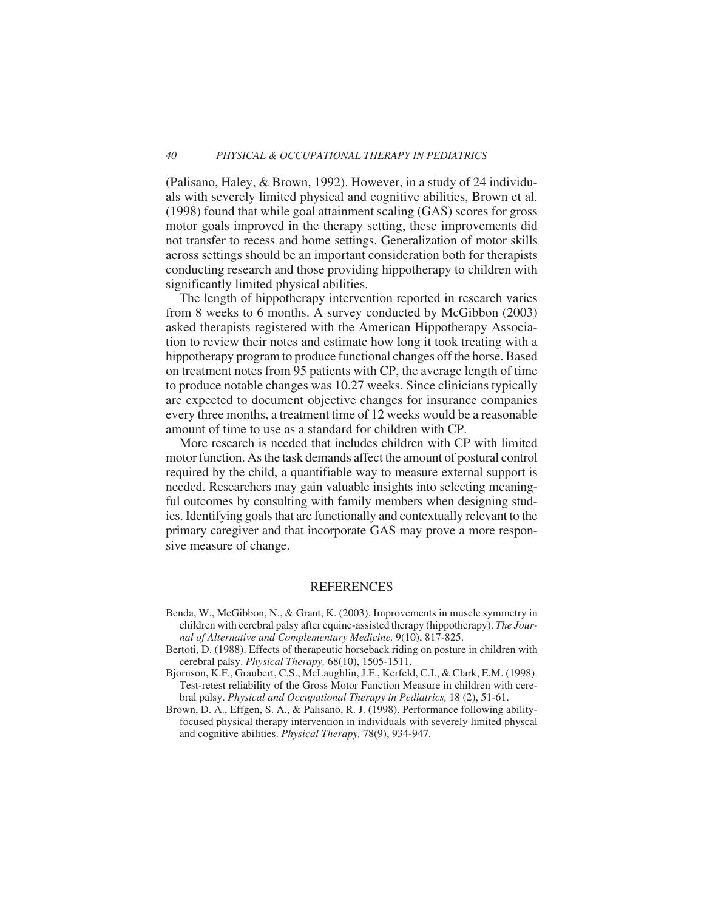(Palisano, Haley, & Brown, 1992). However, in a study of 24 individuals with severely limited physical and cognitive abilities, Brown et al. (1998) found that while goal attainment scaling (GAS) scores for gross motor goals improved in the therapy setting, these improvements did not transfer to recess and home settings. Generalization of motor skills across settings should be an important consideration both for therapists conducting research and those providing hippotherapy to children with significantly limited physical abilities.

The length of hippotherapy intervention reported in research varies from 8 weeks to 6 months. A survey conducted by McGibbon (2003) asked therapists registered with the American Hippotherapy Association to review their notes and estimate how long it took treating with a hippotherapy program to produce functional changes off the horse. Based on treatment notes from 95 patients with CP, the average length of time to produce notable changes was 10.27 weeks. Since clinicians typically are expected to document objective changes for insurance companies every three months, a treatment time of 12 weeks would be a reasonable amount of time to use as a standard for children with CP.

More research is needed that includes children with CP with limited motor function. As the task demands affect the amount of postural control required by the child, a quantifiable way to measure external support is needed. Researchers may gain valuable insights into selecting meaningful outcomes by consulting with family members when designing studies. Identifying goals that are functionally and contextually relevant to the primary caregiver and that incorporate GAS may prove a more responsive measure of change.

## REFERENCES

Benda, W., McGibbon, N., & Grant, K. (2003). Improvements in muscle symmetry in children with cerebral palsy after equine-assisted therapy (hippotherapy). *The Journal of Alternative and Complementary Medicine,* 9(10), 817-825.

Bertoti, D. (1988). Effects of therapeutic horseback riding on posture in children with cerebral palsy. *Physical Therapy,* 68(10), 1505-1511.

Bjornson, K.F., Graubert, C.S., McLaughlin, J.F., Kerfeld, C.I., & Clark, E.M. (1998). Test-retest reliability of the Gross Motor Function Measure in children with cerebral palsy. *Physical and Occupational Therapy in Pediatrics,* 18 (2), 51-61.

Brown, D. A., Effgen, S. A., & Palisano, R. J. (1998). Performance following ability-focused physical therapy intervention in individuals with severely limited physcal and cognitive abilities. *Physical Therapy,* 78(9), 934-947.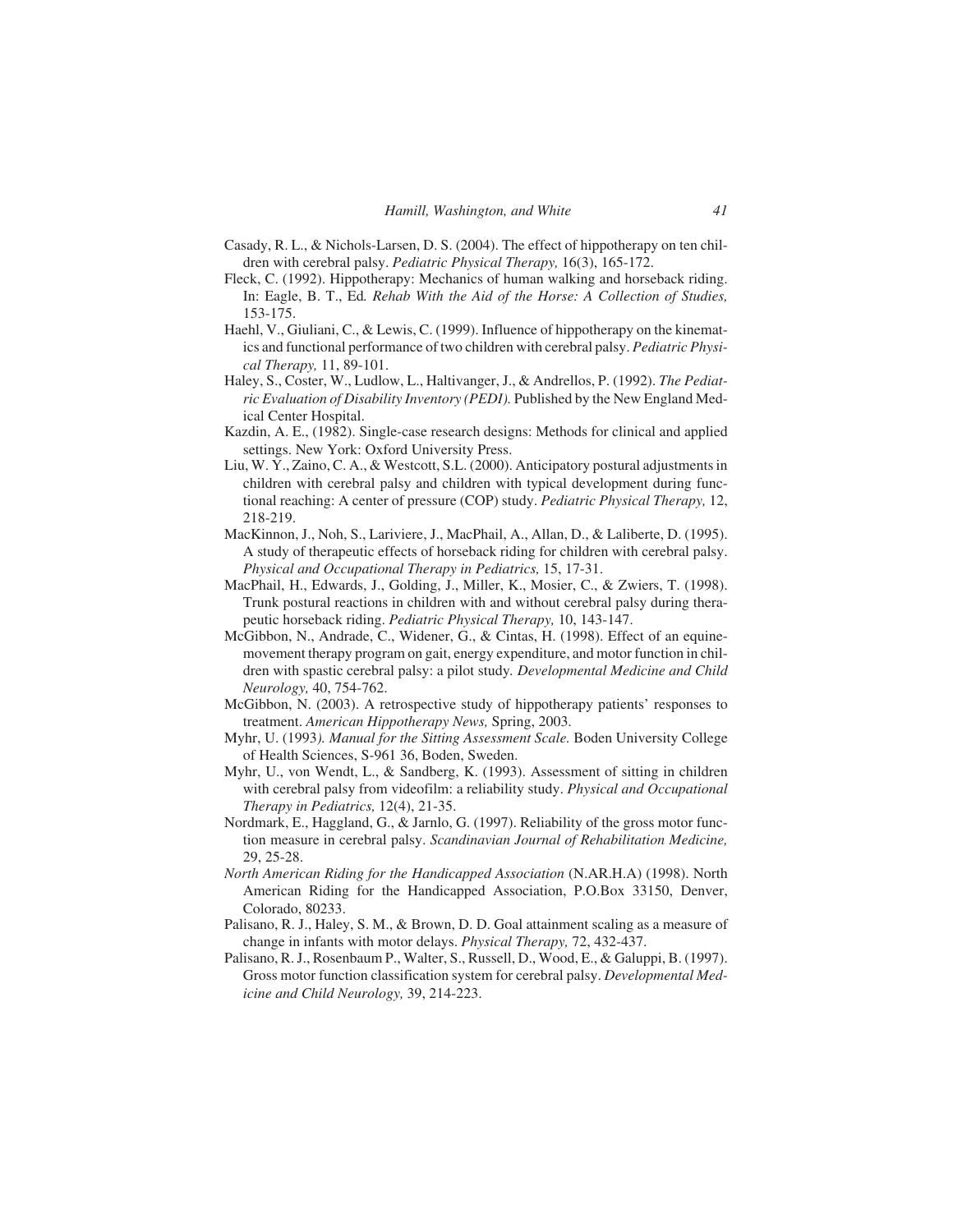Casady, R. L., & Nichols-Larsen, D. S. (2004). The effect of hippotherapy on ten children with cerebral palsy. *Pediatric Physical Therapy,* 16(3), 165-172.

Fleck, C. (1992). Hippotherapy: Mechanics of human walking and horseback riding. In: Eagle, B. T., Ed. *Rehab With the Aid of the Horse: A Collection of Studies,* 153-175.

Haehl, V., Giuliani, C., & Lewis, C. (1999). Influence of hippotherapy on the kinematics and functional performance of two children with cerebral palsy. *Pediatric Physical Therapy,* 11, 89-101.

Haley, S., Coster, W., Ludlow, L., Haltivanger, J., & Andrellos, P. (1992). *The Pediatric Evaluation of Disability Inventory (PEDI).* Published by the New England Medical Center Hospital.

Kazdin, A. E., (1982). Single-case research designs: Methods for clinical and applied settings. New York: Oxford University Press.

Liu, W. Y., Zaino, C. A., & Westcott, S.L. (2000). Anticipatory postural adjustments in children with cerebral palsy and children with typical development during functional reaching: A center of pressure (COP) study. *Pediatric Physical Therapy,* 12, 218-219.

MacKinnon, J., Noh, S., Lariviere, J., MacPhail, A., Allan, D., & Laliberte, D. (1995). A study of therapeutic effects of horseback riding for children with cerebral palsy. *Physical and Occupational Therapy in Pediatrics,* 15, 17-31.

MacPhail, H., Edwards, J., Golding, J., Miller, K., Mosier, C., & Zwiers, T. (1998). Trunk postural reactions in children with and without cerebral palsy during therapeutic horseback riding. *Pediatric Physical Therapy,* 10, 143-147.

McGibbon, N., Andrade, C., Widener, G., & Cintas, H. (1998). Effect of an equine-movement therapy program on gait, energy expenditure, and motor function in children with spastic cerebral palsy: a pilot study. *Developmental Medicine and Child Neurology,* 40, 754-762.

McGibbon, N. (2003). A retrospective study of hippotherapy patients' responses to treatment. *American Hippotherapy News,* Spring, 2003.

Myhr, U. (1993*). Manual for the Sitting Assessment Scale.* Boden University College of Health Sciences, S-961 36, Boden, Sweden.

Myhr, U., von Wendt, L., & Sandberg, K. (1993). Assessment of sitting in children with cerebral palsy from videofilm: a reliability study. *Physical and Occupational Therapy in Pediatrics,* 12(4), 21-35.

Nordmark, E., Haggland, G., & Jarnlo, G. (1997). Reliability of the gross motor function measure in cerebral palsy. *Scandinavian Journal of Rehabilitation Medicine,* 29, 25-28.

*North American Riding for the Handicapped Association* (N.AR.H.A) (1998). North American Riding for the Handicapped Association, P.O.Box 33150, Denver, Colorado, 80233.

Palisano, R. J., Haley, S. M., & Brown, D. D. Goal attainment scaling as a measure of change in infants with motor delays. *Physical Therapy,* 72, 432-437.

Palisano, R. J., Rosenbaum P., Walter, S., Russell, D., Wood, E., & Galuppi, B. (1997). Gross motor function classification system for cerebral palsy. *Developmental Medicine and Child Neurology,* 39, 214-223.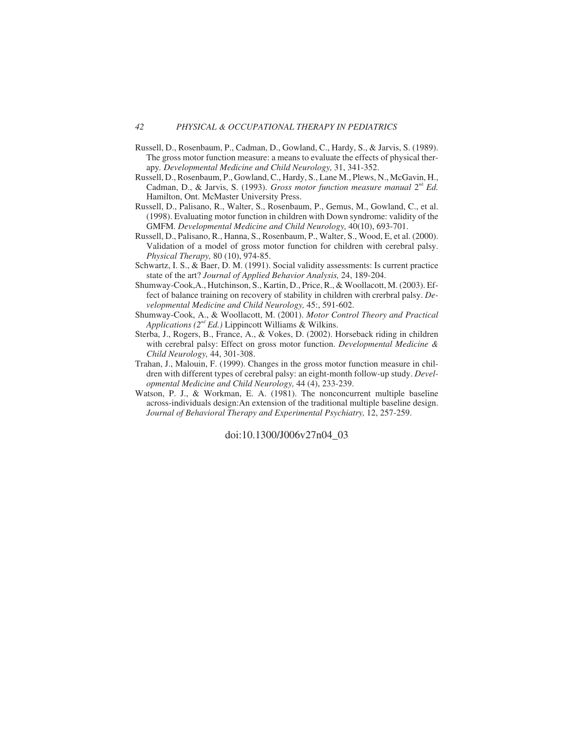Russell, D., Rosenbaum, P., Cadman, D., Gowland, C., Hardy, S., & Jarvis, S. (1989). The gross motor function measure: a means to evaluate the effects of physical therapy. *Developmental Medicine and Child Neurology,* 31, 341-352.

Russell, D., Rosenbaum, P., Gowland, C., Hardy, S., Lane M., Plews, N., McGavin, H., Cadman, D., & Jarvis, S. (1993). *Gross motor function measure manual* 2nd *Ed.* Hamilton, Ont. McMaster University Press.

Russell, D., Palisano, R., Walter, S., Rosenbaum, P., Gemus, M., Gowland, C., et al. (1998). Evaluating motor function in children with Down syndrome: validity of the GMFM. *Developmental Medicine and Child Neurology,* 40(10), 693-701.

Russell, D., Palisano, R., Hanna, S., Rosenbaum, P., Walter, S., Wood, E, et al. (2000). Validation of a model of gross motor function for children with cerebral palsy. *Physical Therapy,* 80 (10), 974-85.

Schwartz, I. S., & Baer, D. M. (1991). Social validity assessments: Is current practice state of the art? *Journal of Applied Behavior Analysis,* 24, 189-204.

Shumway-Cook,A., Hutchinson, S., Kartin, D., Price, R., & Woollacott, M. (2003). Effect of balance training on recovery of stability in children with crerbral palsy. *Developmental Medicine and Child Neurology,* 45:, 591-602.

Shumway-Cook, A., & Woollacott, M. (2001). *Motor Control Theory and Practical Applications (2nd Ed.)* Lippincott Williams & Wilkins.

Sterba, J., Rogers, B., France, A., & Vokes, D. (2002). Horseback riding in children with cerebral palsy: Effect on gross motor function. *Developmental Medicine & Child Neurology,* 44, 301-308.

Trahan, J., Malouin, F. (1999). Changes in the gross motor function measure in children with different types of cerebral palsy: an eight-month follow-up study. *Developmental Medicine and Child Neurology,* 44 (4), 233-239.

Watson, P. J., & Workman, E. A. (1981). The nonconcurrent multiple baseline across-individuals design:An extension of the traditional multiple baseline design. *Journal of Behavioral Therapy and Experimental Psychiatry,* 12, 257-259.

doi:10.1300/J006v27n04_03